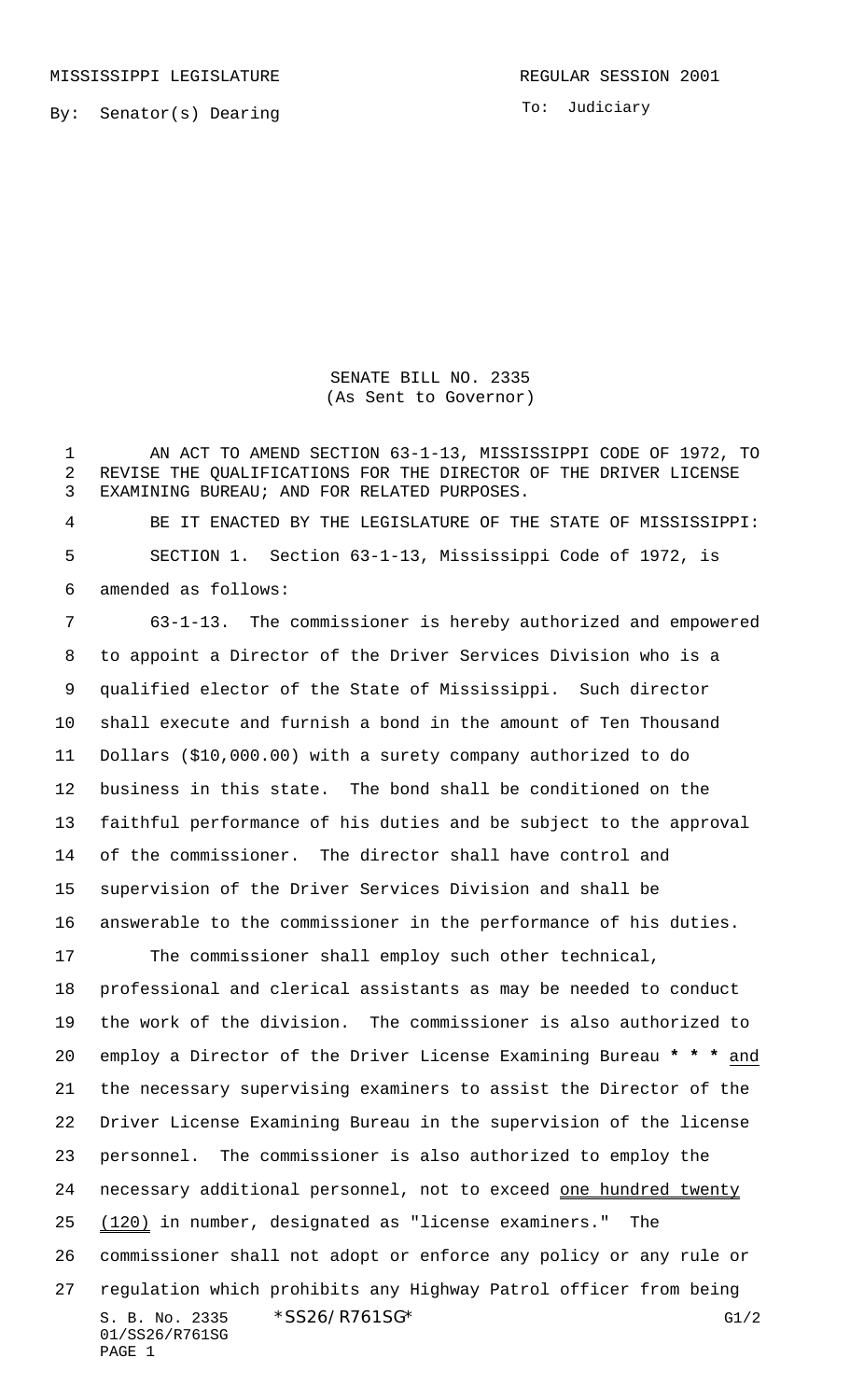MISSISSIPPI LEGISLATURE REGULAR SESSION 2001

By: Senator(s) Dearing

To: Judiciary

SENATE BILL NO. 2335
(As Sent to Governor)

AN ACT TO AMEND SECTION 63-1-13, MISSISSIPPI CODE OF 1972, TO REVISE THE QUALIFICATIONS FOR THE DIRECTOR OF THE DRIVER LICENSE EXAMINING BUREAU; AND FOR RELATED PURPOSES.

BE IT ENACTED BY THE LEGISLATURE OF THE STATE OF MISSISSIPPI:

SECTION 1. Section 63-1-13, Mississippi Code of 1972, is amended as follows:

63-1-13. The commissioner is hereby authorized and empowered to appoint a Director of the Driver Services Division who is a qualified elector of the State of Mississippi. Such director shall execute and furnish a bond in the amount of Ten Thousand Dollars ($10,000.00) with a surety company authorized to do business in this state. The bond shall be conditioned on the faithful performance of his duties and be subject to the approval of the commissioner. The director shall have control and supervision of the Driver Services Division and shall be answerable to the commissioner in the performance of his duties.

The commissioner shall employ such other technical, professional and clerical assistants as may be needed to conduct the work of the division. The commissioner is also authorized to employ a Director of the Driver License Examining Bureau * * * and the necessary supervising examiners to assist the Director of the Driver License Examining Bureau in the supervision of the license personnel. The commissioner is also authorized to employ the necessary additional personnel, not to exceed one hundred twenty (120) in number, designated as "license examiners." The commissioner shall not adopt or enforce any policy or any rule or regulation which prohibits any Highway Patrol officer from being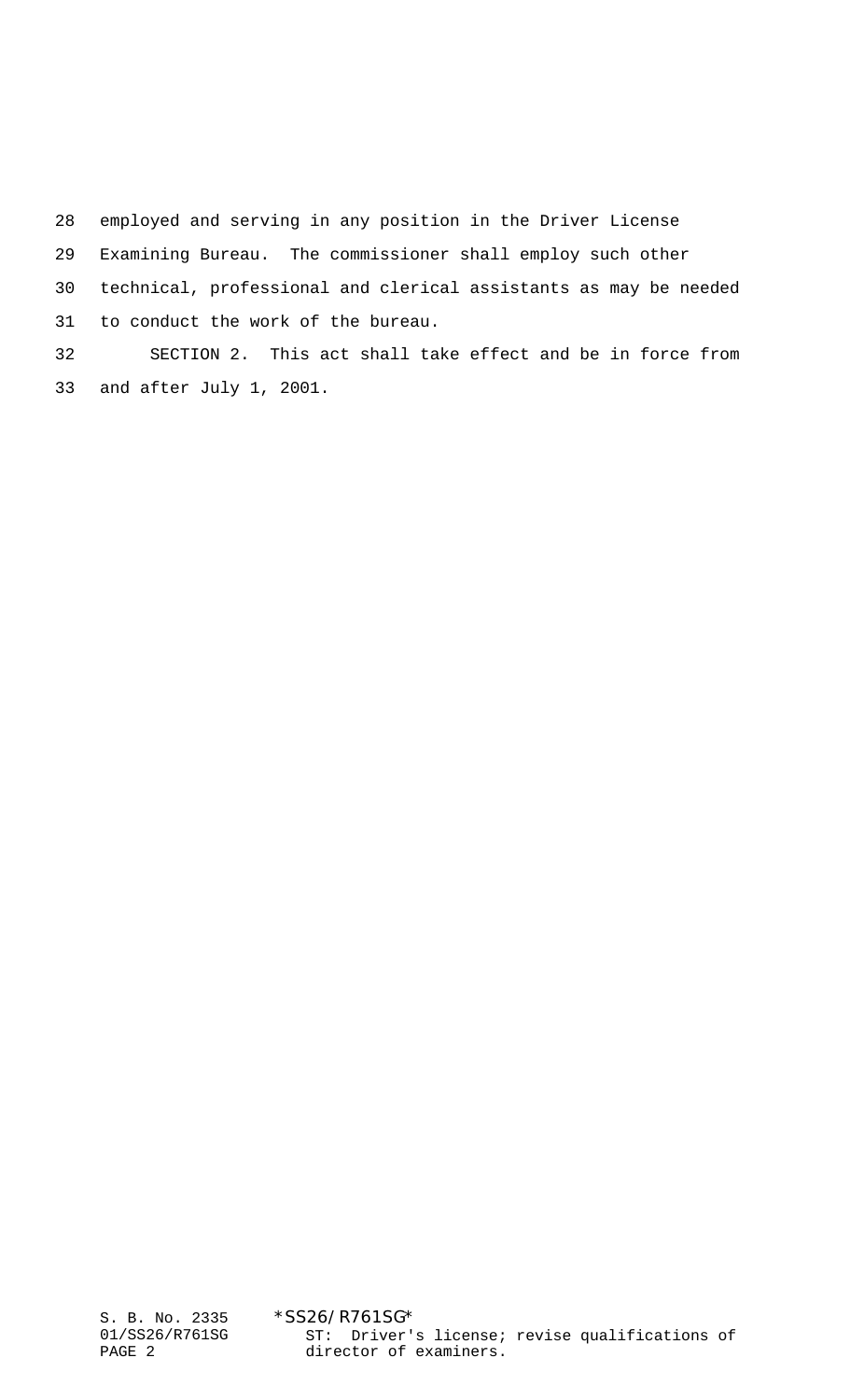employed and serving in any position in the Driver License Examining Bureau. The commissioner shall employ such other technical, professional and clerical assistants as may be needed to conduct the work of the bureau.

SECTION 2. This act shall take effect and be in force from and after July 1, 2001.